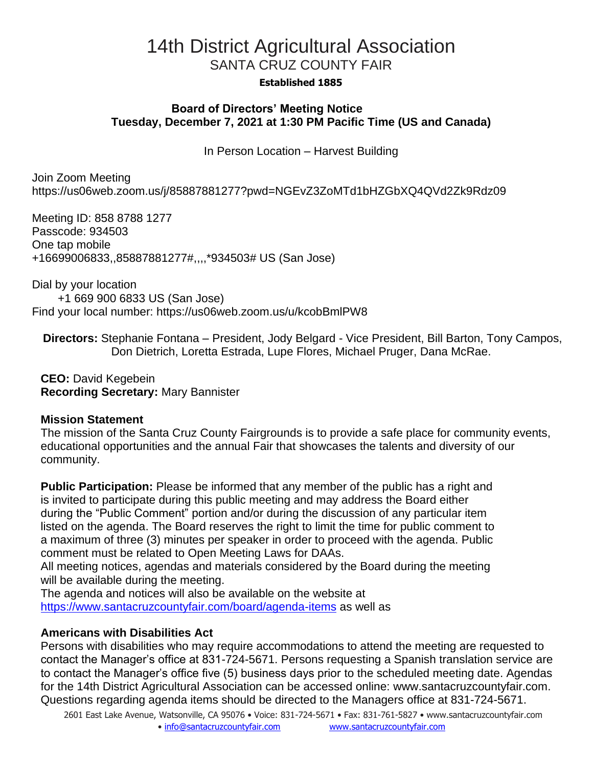# 14th District Agricultural Association

## SANTA CRUZ COUNTY FAIR

**Established 1885**

**Board of Directors' Meeting Notice**
**Tuesday, December 7, 2021 at 1:30 PM Pacific Time (US and Canada)**

In Person Location – Harvest Building

Join Zoom Meeting
https://us06web.zoom.us/j/85887881277?pwd=NGEvZ3ZoMTd1bHZGbXQ4QVd2Zk9Rdz09

Meeting ID: 858 8788 1277
Passcode: 934503
One tap mobile
+16699006833,,85887881277#,,,,*934503# US (San Jose)

Dial by your location
+1 669 900 6833 US (San Jose)
Find your local number: https://us06web.zoom.us/u/kcobBmlPW8

**Directors:** Stephanie Fontana – President, Jody Belgard - Vice President, Bill Barton, Tony Campos, Don Dietrich, Loretta Estrada, Lupe Flores, Michael Pruger, Dana McRae.

**CEO:** David Kegebein
**Recording Secretary:** Mary Bannister

**Mission Statement**
The mission of the Santa Cruz County Fairgrounds is to provide a safe place for community events, educational opportunities and the annual Fair that showcases the talents and diversity of our community.

**Public Participation:** Please be informed that any member of the public has a right and is invited to participate during this public meeting and may address the Board either during the "Public Comment" portion and/or during the discussion of any particular item listed on the agenda. The Board reserves the right to limit the time for public comment to a maximum of three (3) minutes per speaker in order to proceed with the agenda. Public comment must be related to Open Meeting Laws for DAAs.
All meeting notices, agendas and materials considered by the Board during the meeting will be available during the meeting.
The agenda and notices will also be available on the website at https://www.santacruzcountyfair.com/board/agenda-items as well as

**Americans with Disabilities Act**
Persons with disabilities who may require accommodations to attend the meeting are requested to contact the Manager's office at 831-724-5671. Persons requesting a Spanish translation service are to contact the Manager's office five (5) business days prior to the scheduled meeting date. Agendas for the 14th District Agricultural Association can be accessed online: www.santacruzcountyfair.com. Questions regarding agenda items should be directed to the Managers office at 831-724-5671.

2601 East Lake Avenue, Watsonville, CA 95076 • Voice: 831-724-5671 • Fax: 831-761-5827 • www.santacruzcountyfair.com • info@santacruzcountyfair.com www.santacruzcountyfair.com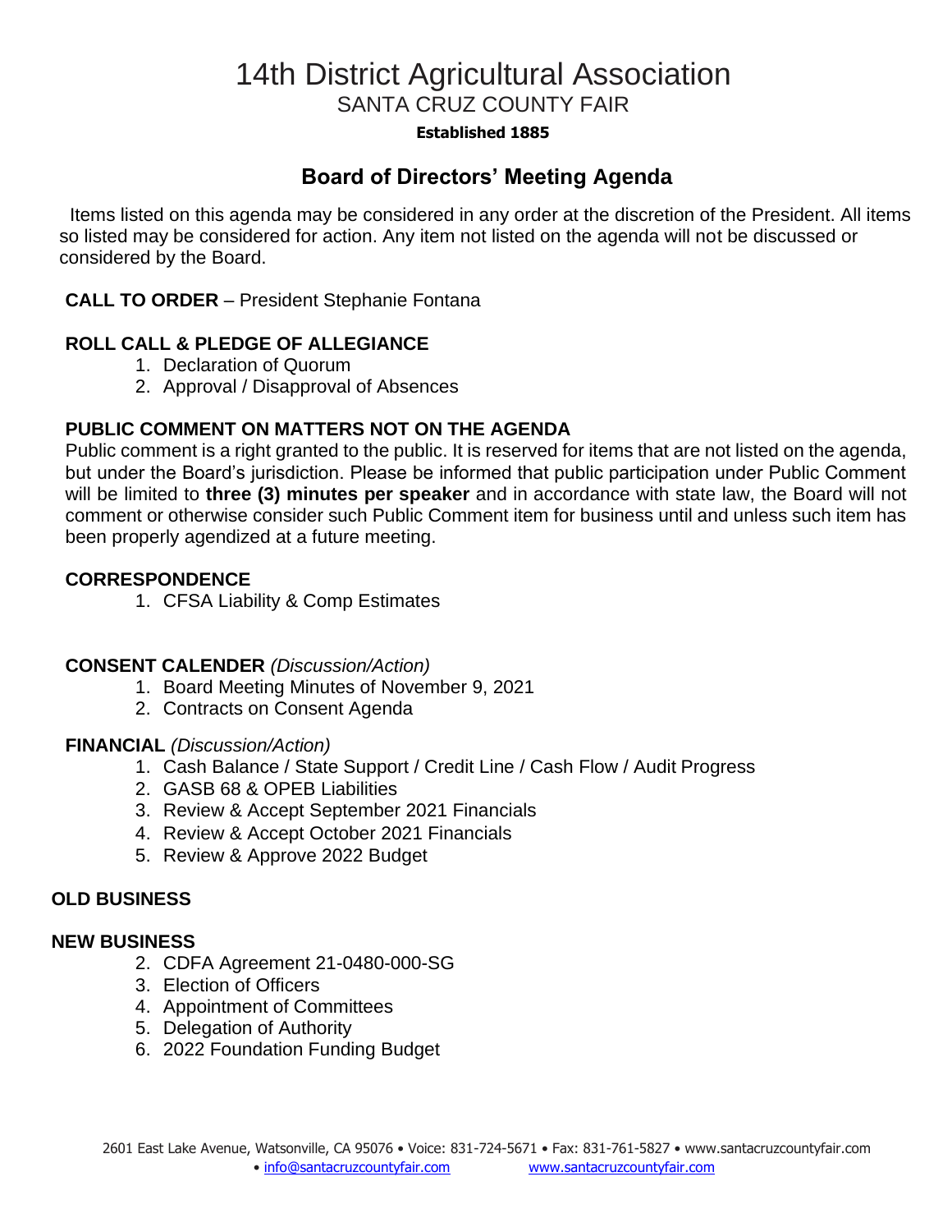# 14th District Agricultural Association

## SANTA CRUZ COUNTY FAIR

**Established 1885**

## Board of Directors' Meeting Agenda

Items listed on this agenda may be considered in any order at the discretion of the President. All items so listed may be considered for action. Any item not listed on the agenda will not be discussed or considered by the Board.

**CALL TO ORDER** – President Stephanie Fontana

**ROLL CALL & PLEDGE OF ALLEGIANCE**

1. Declaration of Quorum
2. Approval / Disapproval of Absences

**PUBLIC COMMENT ON MATTERS NOT ON THE AGENDA**

Public comment is a right granted to the public. It is reserved for items that are not listed on the agenda, but under the Board's jurisdiction. Please be informed that public participation under Public Comment will be limited to **three (3) minutes per speaker** and in accordance with state law, the Board will not comment or otherwise consider such Public Comment item for business until and unless such item has been properly agendized at a future meeting.

**CORRESPONDENCE**

1. CFSA Liability & Comp Estimates

**CONSENT CALENDER** *(Discussion/Action)*

1. Board Meeting Minutes of November 9, 2021
2. Contracts on Consent Agenda

**FINANCIAL** *(Discussion/Action)*

1. Cash Balance / State Support / Credit Line / Cash Flow / Audit Progress
2. GASB 68 & OPEB Liabilities
3. Review & Accept September 2021 Financials
4. Review & Accept October 2021 Financials
5. Review & Approve 2022 Budget

**OLD BUSINESS**

**NEW BUSINESS**

2. CDFA Agreement 21-0480-000-SG
3. Election of Officers
4. Appointment of Committees
5. Delegation of Authority
6. 2022 Foundation Funding Budget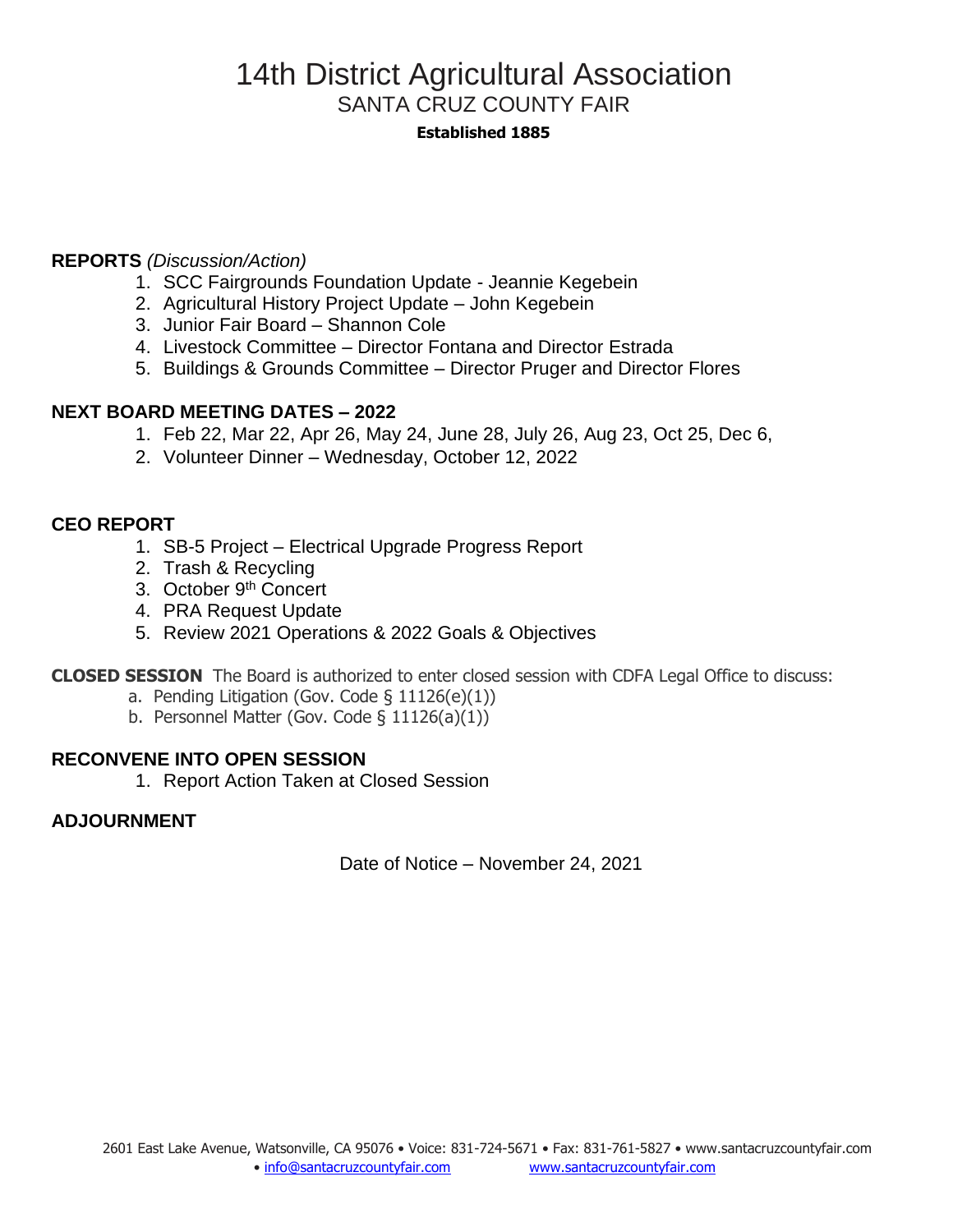# 14th District Agricultural Association

## SANTA CRUZ COUNTY FAIR

**Established 1885**

**REPORTS** *(Discussion/Action)*

1. SCC Fairgrounds Foundation Update - Jeannie Kegebein
2. Agricultural History Project Update – John Kegebein
3. Junior Fair Board – Shannon Cole
4. Livestock Committee – Director Fontana and Director Estrada
5. Buildings & Grounds Committee – Director Pruger and Director Flores

**NEXT BOARD MEETING DATES – 2022**

1. Feb 22, Mar 22, Apr 26, May 24, June 28, July 26, Aug 23, Oct 25, Dec 6,
2. Volunteer Dinner – Wednesday, October 12, 2022

**CEO REPORT**

1. SB-5 Project – Electrical Upgrade Progress Report
2. Trash & Recycling
3. October 9th Concert
4. PRA Request Update
5. Review 2021 Operations & 2022 Goals & Objectives

**CLOSED SESSION** The Board is authorized to enter closed session with CDFA Legal Office to discuss:

a. Pending Litigation (Gov. Code § 11126(e)(1))
b. Personnel Matter (Gov. Code § 11126(a)(1))

**RECONVENE INTO OPEN SESSION**

1. Report Action Taken at Closed Session

**ADJOURNMENT**

Date of Notice – November 24, 2021

2601 East Lake Avenue, Watsonville, CA 95076 • Voice: 831-724-5671 • Fax: 831-761-5827 • www.santacruzcountyfair.com • info@santacruzcountyfair.com www.santacruzcountyfair.com